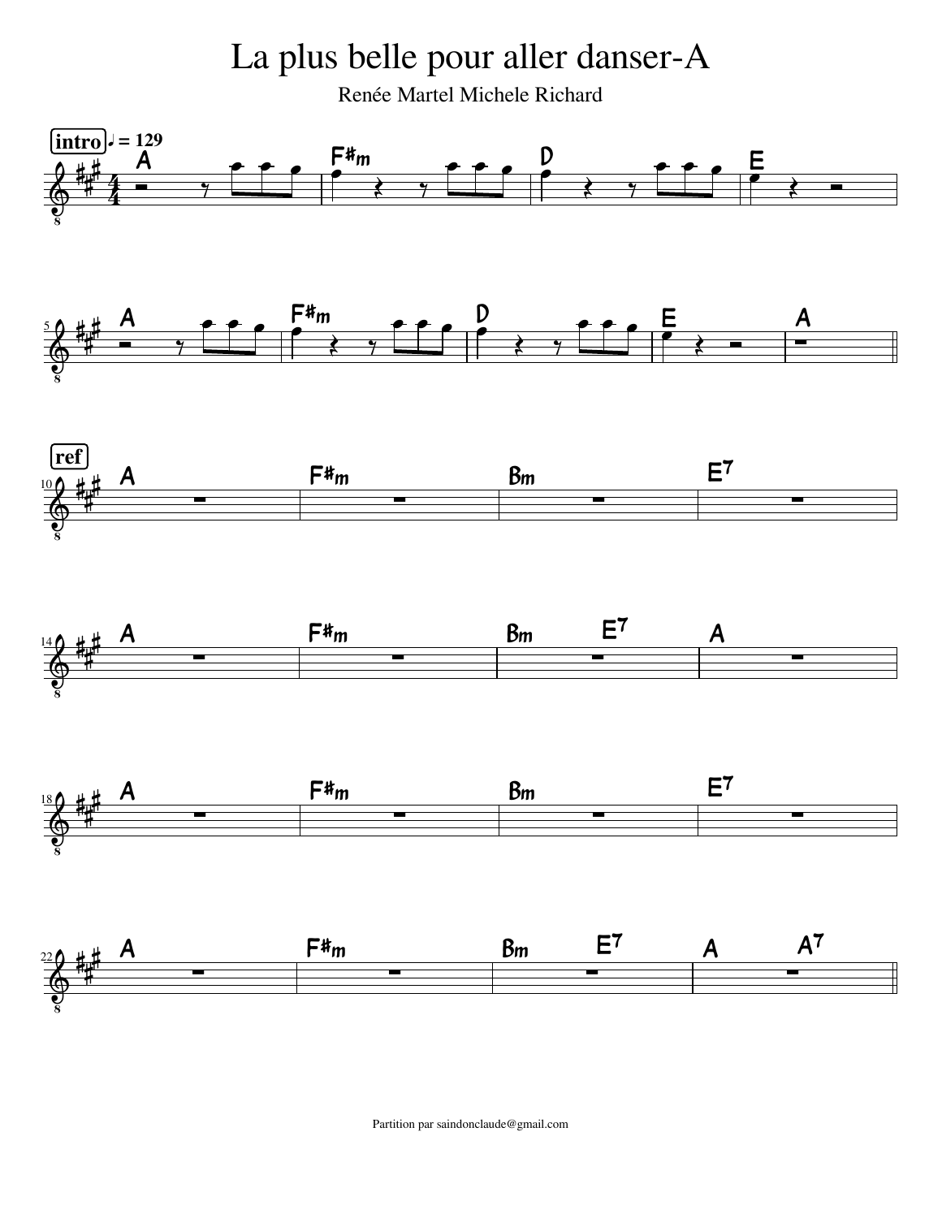# La plus belle pour aller danser-A

Renée Martel Michele Richard

Partition par saindonclaude@gmail.com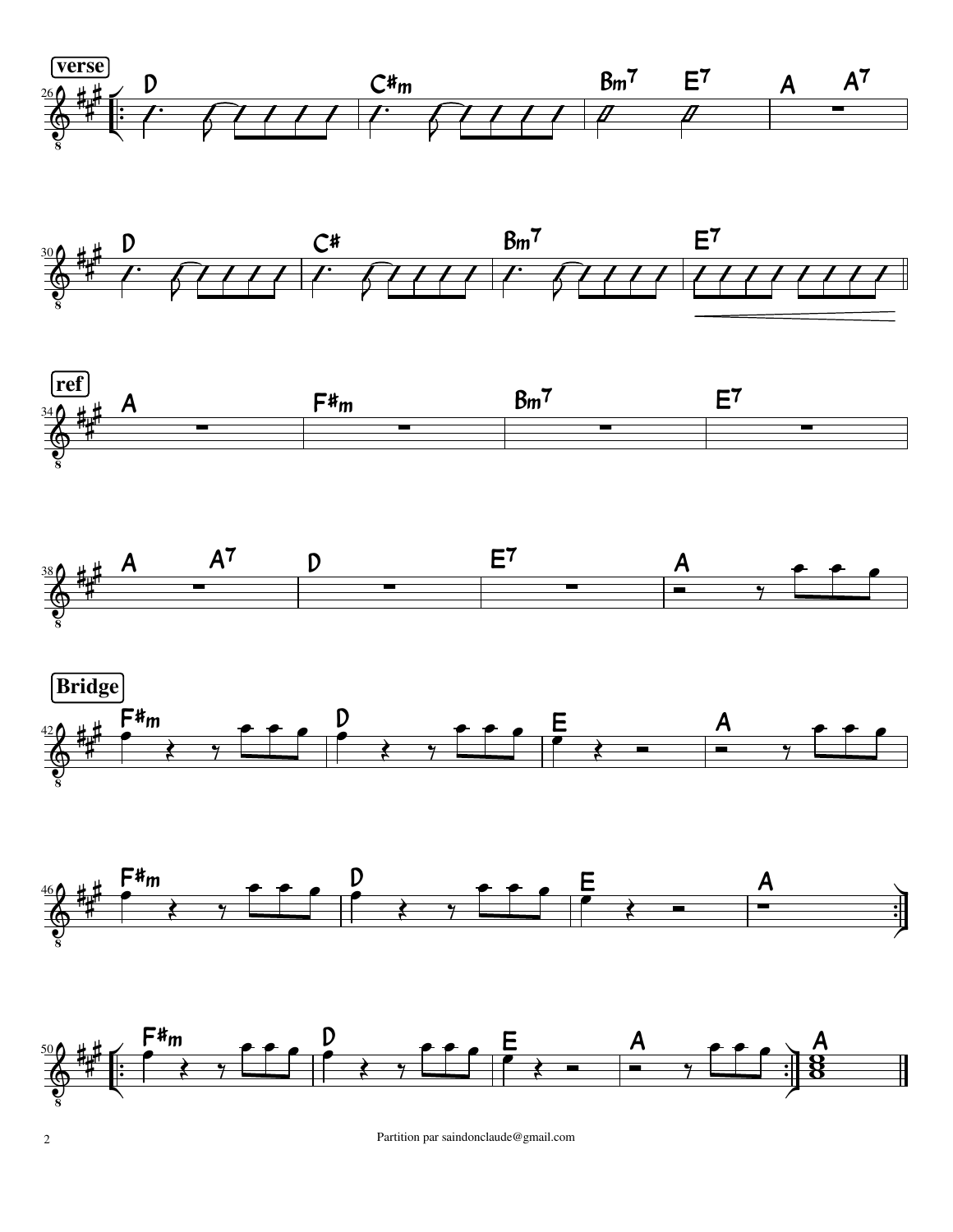**verse**

D | C#m | Bm7 E7 | A A7

D | C# | Bm7 | E7

**ref**

A | F#m | Bm7 | E7

A A7 | D | E7 | A

**Bridge**

F#m | D | E | A

F#m | D | E | A

F#m | D | E | A | A